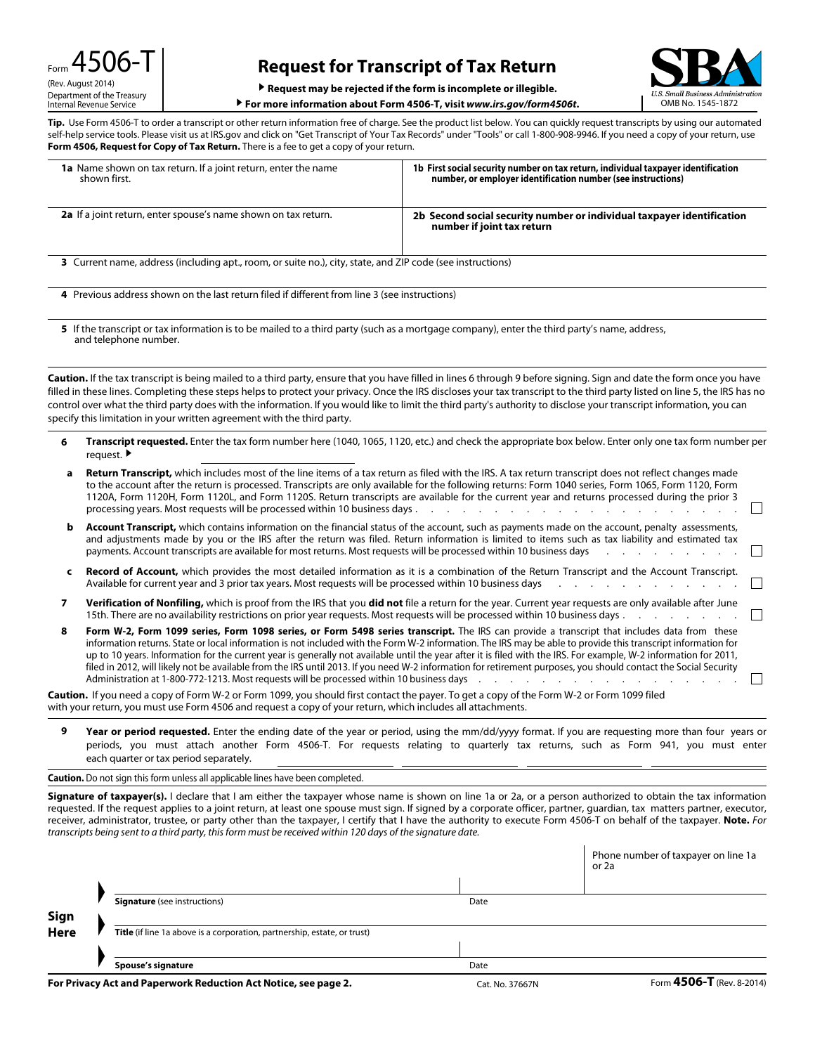Form **4506-T**
(Rev. August 2014)
Department of the Treasury
Internal Revenue Service

# Request for Transcript of Tax Return

▶ **Request may be rejected if the form is incomplete or illegible.**

▶ **For more information about Form 4506-T, visit *www.irs.gov/form4506t*.**

SBA
*U.S. Small Business Administration*
OMB No. 1545-1872

**Tip.** Use Form 4506-T to order a transcript or other return information free of charge. See the product list below. You can quickly request transcripts by using our automated self-help service tools. Please visit us at IRS.gov and click on "Get Transcript of Your Tax Records" under "Tools" or call 1-800-908-9946. If you need a copy of your return, use **Form 4506, Request for Copy of Tax Return.** There is a fee to get a copy of your return.

| **1a** Name shown on tax return. If a joint return, enter the name shown first. | **1b First social security number on tax return, individual taxpayer identification number, or employer identification number (see instructions)** |
|---|---|
| **2a** If a joint return, enter spouse's name shown on tax return. | **2b Second social security number or individual taxpayer identification number if joint tax return** |

**3** Current name, address (including apt., room, or suite no.), city, state, and ZIP code (see instructions)

**4** Previous address shown on the last return filed if different from line 3 (see instructions)

**5** If the transcript or tax information is to be mailed to a third party (such as a mortgage company), enter the third party's name, address, and telephone number.

**Caution.** If the tax transcript is being mailed to a third party, ensure that you have filled in lines 6 through 9 before signing. Sign and date the form once you have filled in these lines. Completing these steps helps to protect your privacy. Once the IRS discloses your tax transcript to the third party listed on line 5, the IRS has no control over what the third party does with the information. If you would like to limit the third party's authority to disclose your transcript information, you can specify this limitation in your written agreement with the third party.

**6** **Transcript requested.** Enter the tax form number here (1040, 1065, 1120, etc.) and check the appropriate box below. Enter only one tax form number per request. ▶ ____________

**a** **Return Transcript,** which includes most of the line items of a tax return as filed with the IRS. A tax return transcript does not reflect changes made to the account after the return is processed. Transcripts are only available for the following returns: Form 1040 series, Form 1065, Form 1120, Form 1120A, Form 1120H, Form 1120L, and Form 1120S. Return transcripts are available for the current year and returns processed during the prior 3 processing years. Most requests will be processed within 10 business days . . . ☐

**b** **Account Transcript,** which contains information on the financial status of the account, such as payments made on the account, penalty assessments, and adjustments made by you or the IRS after the return was filed. Return information is limited to items such as tax liability and estimated tax payments. Account transcripts are available for most returns. Most requests will be processed within 10 business days . . . ☐

**c** **Record of Account,** which provides the most detailed information as it is a combination of the Return Transcript and the Account Transcript. Available for current year and 3 prior tax years. Most requests will be processed within 10 business days . . . ☐

**7** **Verification of Nonfiling,** which is proof from the IRS that you **did not** file a return for the year. Current year requests are only available after June 15th. There are no availability restrictions on prior year requests. Most requests will be processed within 10 business days . . . ☐

**8** **Form W-2, Form 1099 series, Form 1098 series, or Form 5498 series transcript.** The IRS can provide a transcript that includes data from these information returns. State or local information is not included with the Form W-2 information. The IRS may be able to provide this transcript information for up to 10 years. Information for the current year is generally not available until the year after it is filed with the IRS. For example, W-2 information for 2011, filed in 2012, will likely not be available from the IRS until 2013. If you need W-2 information for retirement purposes, you should contact the Social Security Administration at 1-800-772-1213. Most requests will be processed within 10 business days . . . ☐

**Caution.** If you need a copy of Form W-2 or Form 1099, you should first contact the payer. To get a copy of the Form W-2 or Form 1099 filed with your return, you must use Form 4506 and request a copy of your return, which includes all attachments.

**9** **Year or period requested.** Enter the ending date of the year or period, using the mm/dd/yyyy format. If you are requesting more than four years or periods, you must attach another Form 4506-T. For requests relating to quarterly tax returns, such as Form 941, you must enter each quarter or tax period separately. ____________ ____________ ____________ ____________

**Caution.** Do not sign this form unless all applicable lines have been completed.

**Signature of taxpayer(s).** I declare that I am either the taxpayer whose name is shown on line 1a or 2a, or a person authorized to obtain the tax information requested. If the request applies to a joint return, at least one spouse must sign. If signed by a corporate officer, partner, guardian, tax matters partner, executor, receiver, administrator, trustee, or party other than the taxpayer, I certify that I have the authority to execute Form 4506-T on behalf of the taxpayer. **Note.** *For transcripts being sent to a third party, this form must be received within 120 days of the signature date.*

| **Sign Here** | | | Phone number of taxpayer on line 1a or 2a |
|---|---|---|---|
| | ▶ **Signature** (see instructions) | Date | |
| | ▶ **Title** (if line 1a above is a corporation, partnership, estate, or trust) | | |
| | ▶ **Spouse's signature** | Date | |

**For Privacy Act and Paperwork Reduction Act Notice, see page 2.** Cat. No. 37667N Form **4506-T** (Rev. 8-2014)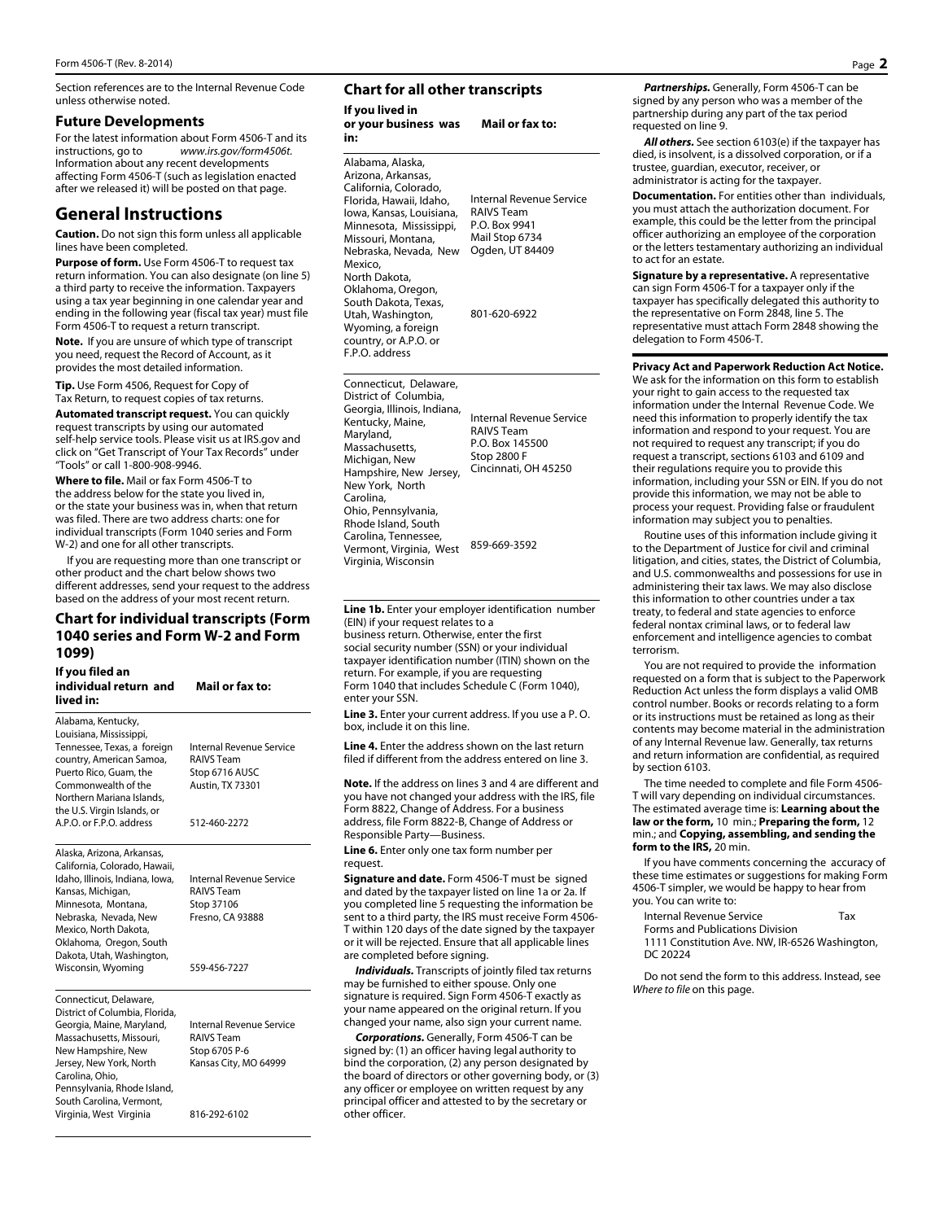Section references are to the Internal Revenue Code unless otherwise noted.

## Future Developments

For the latest information about Form 4506-T and its instructions, go to *www.irs.gov/form4506t*. Information about any recent developments affecting Form 4506-T (such as legislation enacted after we released it) will be posted on that page.

# General Instructions

**Caution.** Do not sign this form unless all applicable lines have been completed.

**Purpose of form.** Use Form 4506-T to request tax return information. You can also designate (on line 5) a third party to receive the information. Taxpayers using a tax year beginning in one calendar year and ending in the following year (fiscal tax year) must file Form 4506-T to request a return transcript.

**Note.** If you are unsure of which type of transcript you need, request the Record of Account, as it provides the most detailed information.

**Tip.** Use Form 4506, Request for Copy of Tax Return, to request copies of tax returns.

**Automated transcript request.** You can quickly request transcripts by using our automated self-help service tools. Please visit us at IRS.gov and click on "Get Transcript of Your Tax Records" under "Tools" or call 1-800-908-9946.

**Where to file.** Mail or fax Form 4506-T to the address below for the state you lived in, or the state your business was in, when that return was filed. There are two address charts: one for individual transcripts (Form 1040 series and Form W-2) and one for all other transcripts.

If you are requesting more than one transcript or other product and the chart below shows two different addresses, send your request to the address based on the address of your most recent return.

## Chart for individual transcripts (Form 1040 series and Form W-2 and Form 1099)

| If you filed an individual return and lived in: | Mail or fax to: |
|---|---|
| Alabama, Kentucky, Louisiana, Mississippi, Tennessee, Texas, a foreign country, American Samoa, Puerto Rico, Guam, the Commonwealth of the Northern Mariana Islands, the U.S. Virgin Islands, or A.P.O. or F.P.O. address | Internal Revenue Service RAIVS Team Stop 6716 AUSC Austin, TX 73301 512-460-2272 |
| Alaska, Arizona, Arkansas, California, Colorado, Hawaii, Idaho, Illinois, Indiana, Iowa, Kansas, Michigan, Minnesota, Montana, Nebraska, Nevada, New Mexico, North Dakota, Oklahoma, Oregon, South Dakota, Utah, Washington, Wisconsin, Wyoming | Internal Revenue Service RAIVS Team Stop 37106 Fresno, CA 93888 559-456-7227 |
| Connecticut, Delaware, District of Columbia, Florida, Georgia, Maine, Maryland, Massachusetts, Missouri, New Hampshire, New Jersey, New York, North Carolina, Ohio, Pennsylvania, Rhode Island, South Carolina, Vermont, Virginia, West Virginia | Internal Revenue Service RAIVS Team Stop 6705 P-6 Kansas City, MO 64999 816-292-6102 |

## Chart for all other transcripts

| If you lived in or your business was in: | Mail or fax to: |
|---|---|
| Alabama, Alaska, Arizona, Arkansas, California, Colorado, Florida, Hawaii, Idaho, Iowa, Kansas, Louisiana, Minnesota, Mississippi, Missouri, Montana, Nebraska, Nevada, New Mexico, North Dakota, Oklahoma, Oregon, South Dakota, Texas, Utah, Washington, Wyoming, a foreign country, or A.P.O. or F.P.O. address | Internal Revenue Service RAIVS Team P.O. Box 9941 Mail Stop 6734 Ogden, UT 84409 801-620-6922 |
| Connecticut, Delaware, District of Columbia, Georgia, Illinois, Indiana, Kentucky, Maine, Maryland, Massachusetts, Michigan, New Hampshire, New Jersey, New York, North Carolina, Ohio, Pennsylvania, Rhode Island, South Carolina, Tennessee, Vermont, Virginia, West Virginia, Wisconsin | Internal Revenue Service RAIVS Team P.O. Box 145500 Stop 2800 F Cincinnati, OH 45250 859-669-3592 |

**Line 1b.** Enter your employer identification number (EIN) if your request relates to a business return. Otherwise, enter the first social security number (SSN) or your individual taxpayer identification number (ITIN) shown on the return. For example, if you are requesting Form 1040 that includes Schedule C (Form 1040), enter your SSN.

**Line 3.** Enter your current address. If you use a P. O. box, include it on this line.

**Line 4.** Enter the address shown on the last return filed if different from the address entered on line 3.

**Note.** If the address on lines 3 and 4 are different and you have not changed your address with the IRS, file Form 8822, Change of Address. For a business address, file Form 8822-B, Change of Address or Responsible Party—Business.

**Line 6.** Enter only one tax form number per request.

**Signature and date.** Form 4506-T must be signed and dated by the taxpayer listed on line 1a or 2a. If you completed line 5 requesting the information be sent to a third party, the IRS must receive Form 4506-T within 120 days of the date signed by the taxpayer or it will be rejected. Ensure that all applicable lines are completed before signing.

***Individuals.*** Transcripts of jointly filed tax returns may be furnished to either spouse. Only one signature is required. Sign Form 4506-T exactly as your name appeared on the original return. If you changed your name, also sign your current name.

***Corporations.*** Generally, Form 4506-T can be signed by: (1) an officer having legal authority to bind the corporation, (2) any person designated by the board of directors or other governing body, or (3) any officer or employee on written request by any principal officer and attested to by the secretary or other officer.

***Partnerships.*** Generally, Form 4506-T can be signed by any person who was a member of the partnership during any part of the tax period requested on line 9.

***All others.*** See section 6103(e) if the taxpayer has died, is insolvent, is a dissolved corporation, or if a trustee, guardian, executor, receiver, or administrator is acting for the taxpayer.

**Documentation.** For entities other than individuals, you must attach the authorization document. For example, this could be the letter from the principal officer authorizing an employee of the corporation or the letters testamentary authorizing an individual to act for an estate.

**Signature by a representative.** A representative can sign Form 4506-T for a taxpayer only if the taxpayer has specifically delegated this authority to the representative on Form 2848, line 5. The representative must attach Form 2848 showing the delegation to Form 4506-T.

**Privacy Act and Paperwork Reduction Act Notice.** We ask for the information on this form to establish your right to gain access to the requested tax information under the Internal Revenue Code. We need this information to properly identify the tax information and respond to your request. You are not required to request any transcript; if you do request a transcript, sections 6103 and 6109 and their regulations require you to provide this information, including your SSN or EIN. If you do not provide this information, we may not be able to process your request. Providing false or fraudulent information may subject you to penalties.

Routine uses of this information include giving it to the Department of Justice for civil and criminal litigation, and cities, states, the District of Columbia, and U.S. commonwealths and possessions for use in administering their tax laws. We may also disclose this information to other countries under a tax treaty, to federal and state agencies to enforce federal nontax criminal laws, or to federal law enforcement and intelligence agencies to combat terrorism.

You are not required to provide the information requested on a form that is subject to the Paperwork Reduction Act unless the form displays a valid OMB control number. Books or records relating to a form or its instructions must be retained as long as their contents may become material in the administration of any Internal Revenue law. Generally, tax returns and return information are confidential, as required by section 6103.

The time needed to complete and file Form 4506-T will vary depending on individual circumstances. The estimated average time is: **Learning about the law or the form,** 10 min.; **Preparing the form,** 12 min.; and **Copying, assembling, and sending the form to the IRS,** 20 min.

If you have comments concerning the accuracy of these time estimates or suggestions for making Form 4506-T simpler, we would be happy to hear from you. You can write to:

Internal Revenue Service
Tax Forms and Publications Division
1111 Constitution Ave. NW, IR-6526 Washington, DC 20224

Do not send the form to this address. Instead, see *Where to file* on this page.